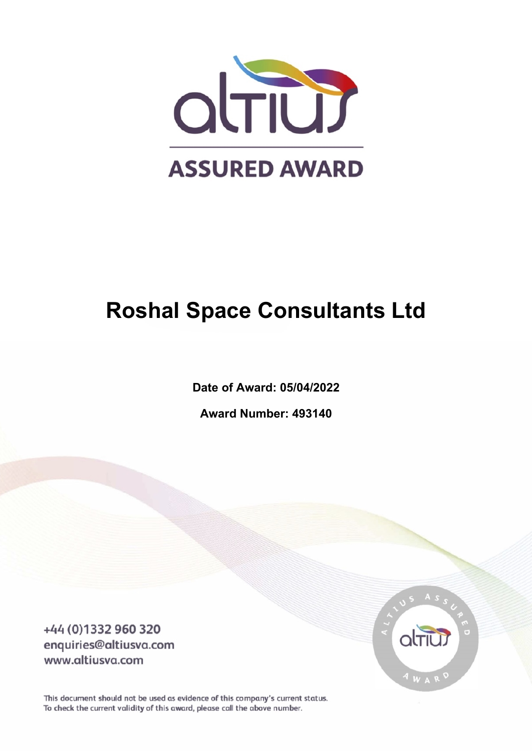# ASSURED AWARD

# Roshal Space Consultants Ltd

**Date of Award: 05/04/2022**

**Award Number: 493140**

+44 (0)1332 960 320
enquiries@altiusva.com
www.altiusva.com

This document should not be used as evidence of this company's current status.
To check the current validity of this award, please call the above number.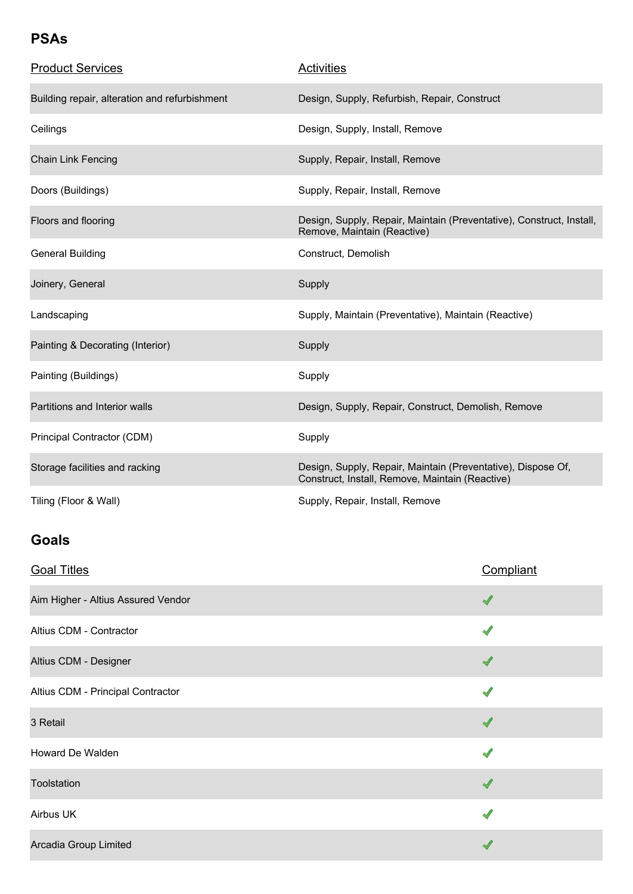## PSAs

| Product Services | Activities |
|---|---|
| Building repair, alteration and refurbishment | Design, Supply, Refurbish, Repair, Construct |
| Ceilings | Design, Supply, Install, Remove |
| Chain Link Fencing | Supply, Repair, Install, Remove |
| Doors (Buildings) | Supply, Repair, Install, Remove |
| Floors and flooring | Design, Supply, Repair, Maintain (Preventative), Construct, Install, Remove, Maintain (Reactive) |
| General Building | Construct, Demolish |
| Joinery, General | Supply |
| Landscaping | Supply, Maintain (Preventative), Maintain (Reactive) |
| Painting & Decorating (Interior) | Supply |
| Painting (Buildings) | Supply |
| Partitions and Interior walls | Design, Supply, Repair, Construct, Demolish, Remove |
| Principal Contractor (CDM) | Supply |
| Storage facilities and racking | Design, Supply, Repair, Maintain (Preventative), Dispose Of, Construct, Install, Remove, Maintain (Reactive) |
| Tiling (Floor & Wall) | Supply, Repair, Install, Remove |

## Goals

| Goal Titles | Compliant |
|---|---|
| Aim Higher - Altius Assured Vendor | ✓ |
| Altius CDM - Contractor | ✓ |
| Altius CDM - Designer | ✓ |
| Altius CDM - Principal Contractor | ✓ |
| 3 Retail | ✓ |
| Howard De Walden | ✓ |
| Toolstation | ✓ |
| Airbus UK | ✓ |
| Arcadia Group Limited | ✓ |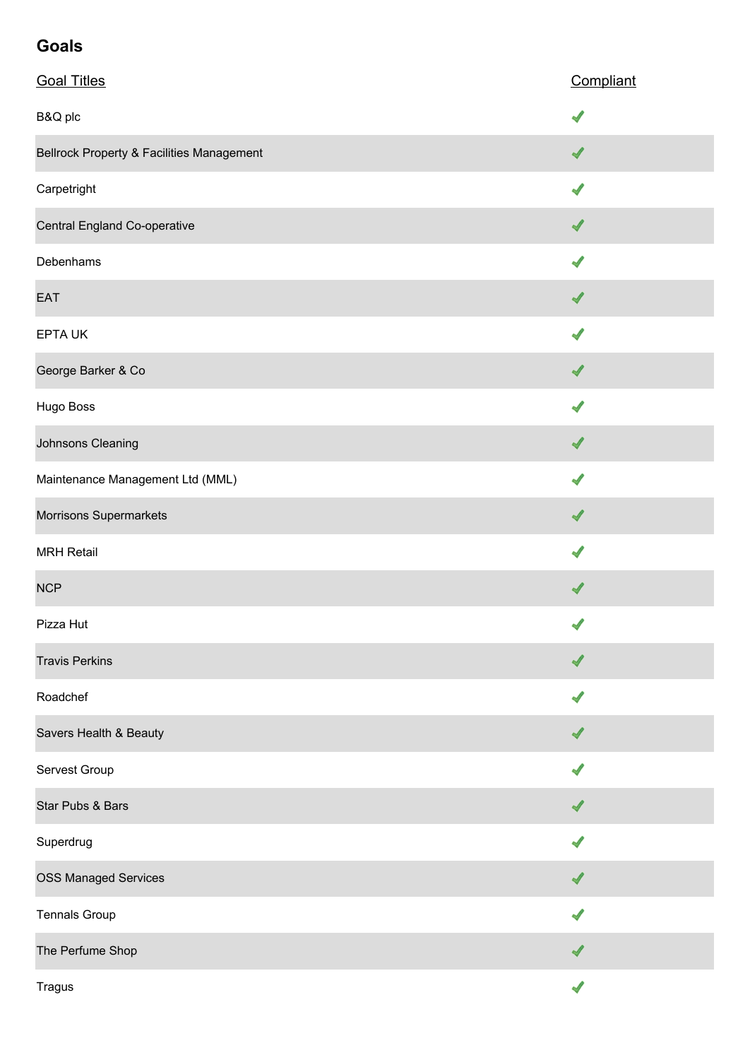## Goals

| Goal Titles | Compliant |
| --- | --- |
| B&Q plc | ✔ |
| Bellrock Property & Facilities Management | ✔ |
| Carpetright | ✔ |
| Central England Co-operative | ✔ |
| Debenhams | ✔ |
| EAT | ✔ |
| EPTA UK | ✔ |
| George Barker & Co | ✔ |
| Hugo Boss | ✔ |
| Johnsons Cleaning | ✔ |
| Maintenance Management Ltd (MML) | ✔ |
| Morrisons Supermarkets | ✔ |
| MRH Retail | ✔ |
| NCP | ✔ |
| Pizza Hut | ✔ |
| Travis Perkins | ✔ |
| Roadchef | ✔ |
| Savers Health & Beauty | ✔ |
| Servest Group | ✔ |
| Star Pubs & Bars | ✔ |
| Superdrug | ✔ |
| OSS Managed Services | ✔ |
| Tennals Group | ✔ |
| The Perfume Shop | ✔ |
| Tragus | ✔ |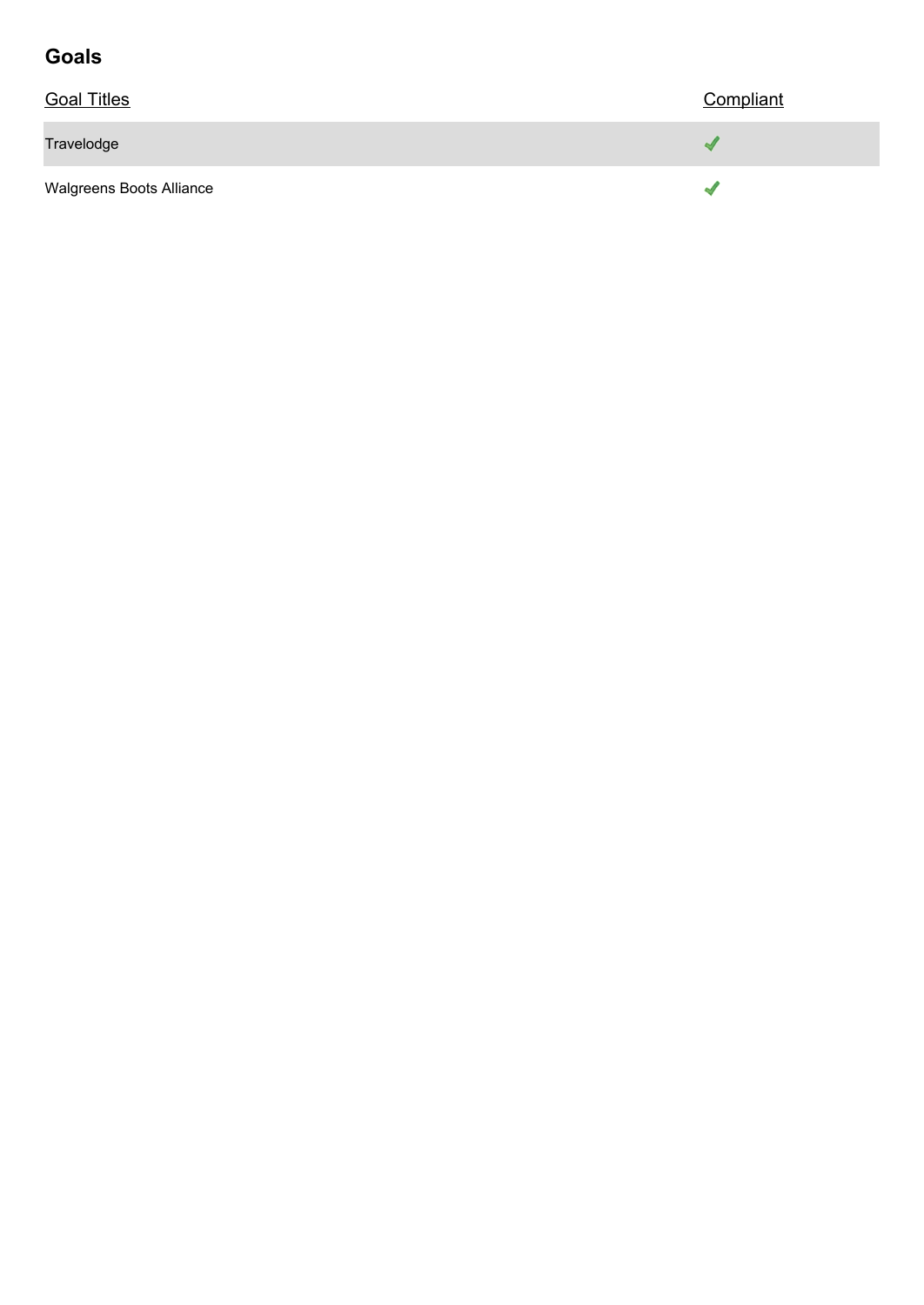## Goals

| Goal Titles | Compliant |
| --- | --- |
| Travelodge | ✓ |
| Walgreens Boots Alliance | ✓ |